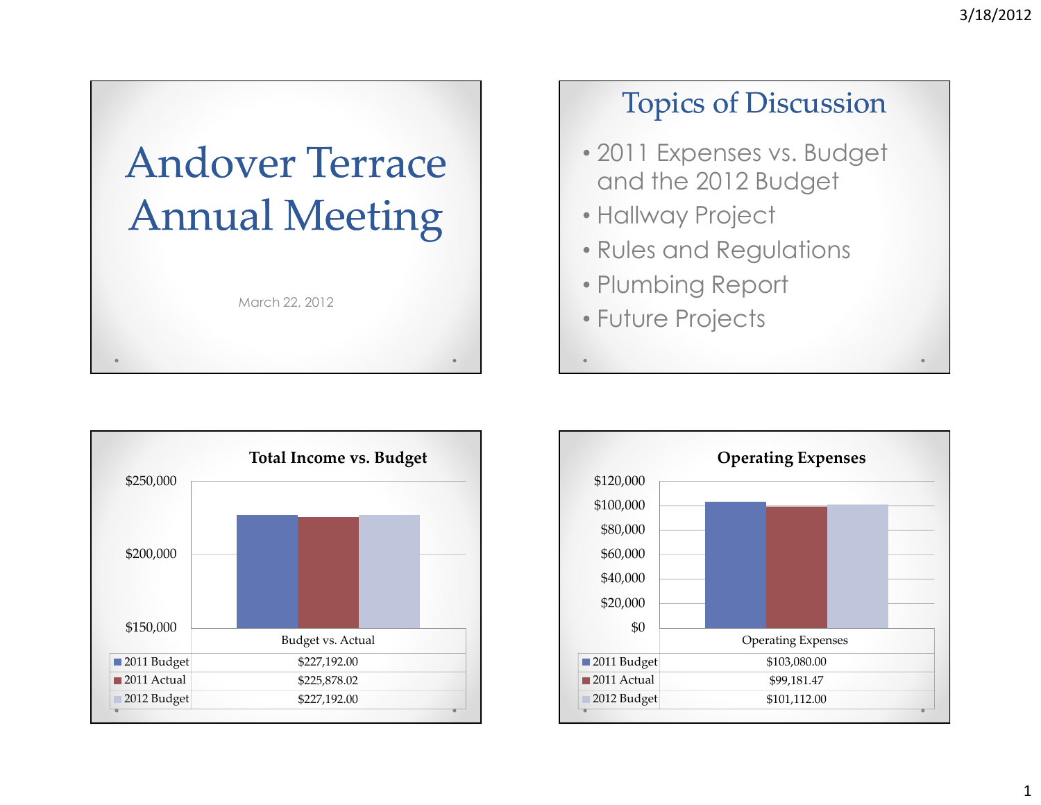# Andover Terrace Annual Meeting

March 22, 2012

## Topics of Discussion

- 2011 Expenses vs. Budget and the 2012 Budget
- Hallway Project
- Rules and Regulations
- Plumbing Report
- Future Projects

## Total Income vs. Budget

| | Budget vs. Actual |
|---|---|
| 2011 Budget | $227,192.00 |
| 2011 Actual | $225,878.02 |
| 2012 Budget | $227,192.00 |

## Operating Expenses

| | Operating Expenses |
|---|---|
| 2011 Budget | $103,080.00 |
| 2011 Actual | $99,181.47 |
| 2012 Budget | $101,112.00 |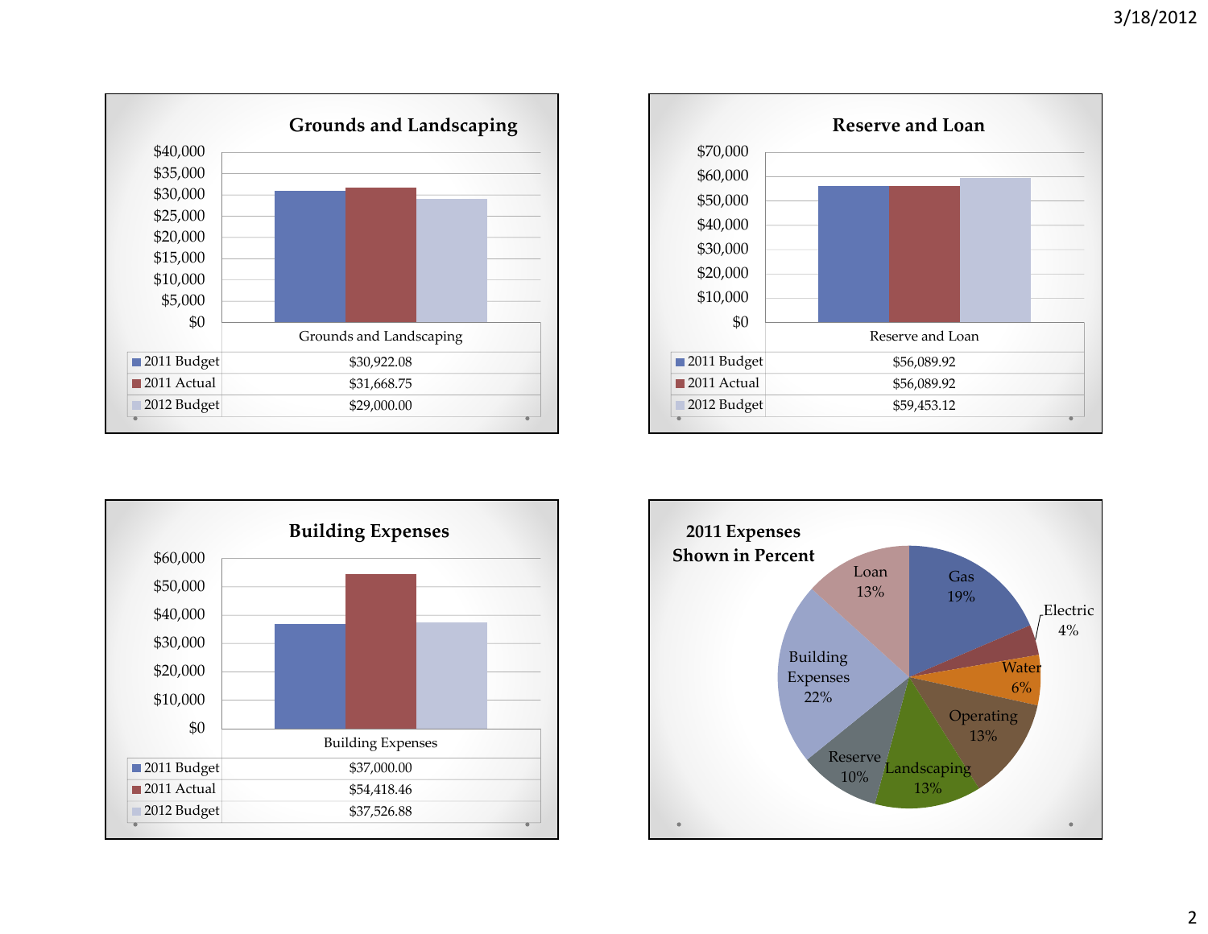## Grounds and Landscaping

| | Grounds and Landscaping |
|---|---|
| 2011 Budget | $30,922.08 |
| 2011 Actual | $31,668.75 |
| 2012 Budget | $29,000.00 |

## Reserve and Loan

| | Reserve and Loan |
|---|---|
| 2011 Budget | $56,089.92 |
| 2011 Actual | $56,089.92 |
| 2012 Budget | $59,453.12 |

## Building Expenses

| | Building Expenses |
|---|---|
| 2011 Budget | $37,000.00 |
| 2011 Actual | $54,418.46 |
| 2012 Budget | $37,526.88 |

## 2011 Expenses Shown in Percent

| Category | Percent |
|---|---|
| Gas | 19% |
| Electric | 4% |
| Water | 6% |
| Operating | 13% |
| Landscaping | 13% |
| Reserve | 10% |
| Building Expenses | 22% |
| Loan | 13% |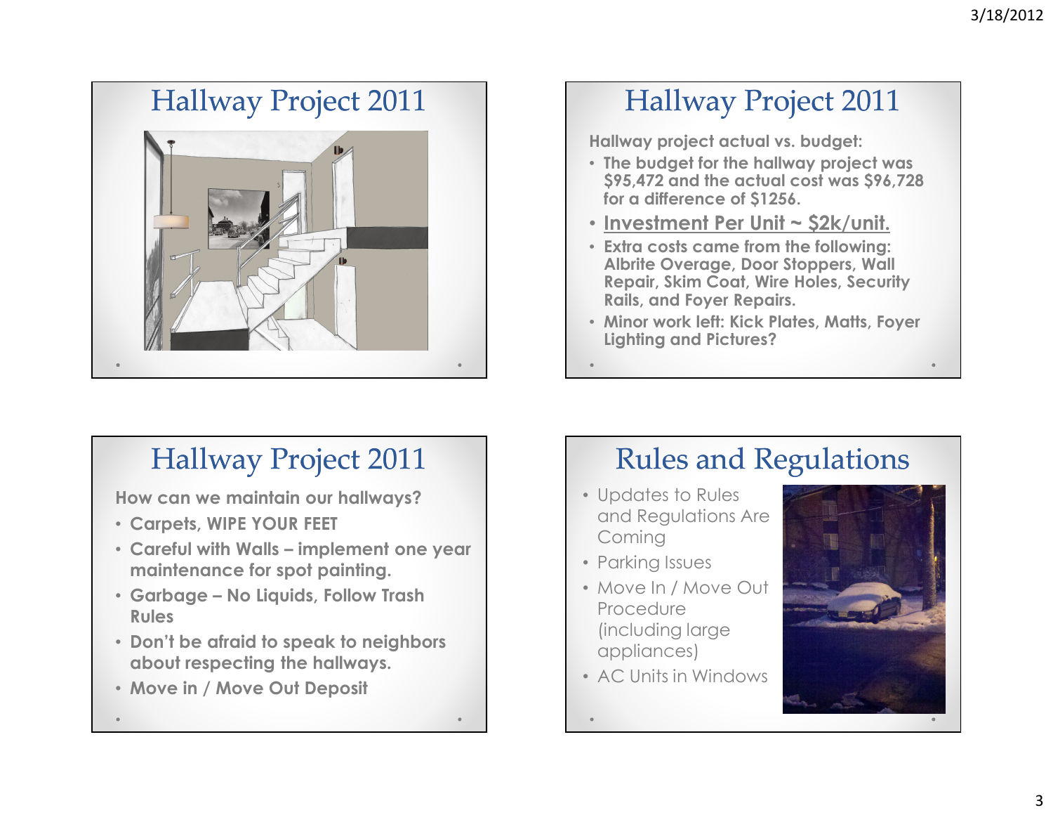# Hallway Project 2011

# Hallway Project 2011

**Hallway project actual vs. budget:**

- **The budget for the hallway project was $95,472 and the actual cost was $96,728 for a difference of $1256.**
- **<u>Investment Per Unit ~ $2k/unit.</u>**
- **Extra costs came from the following: Albrite Overage, Door Stoppers, Wall Repair, Skim Coat, Wire Holes, Security Rails, and Foyer Repairs.**
- **Minor work left: Kick Plates, Matts, Foyer Lighting and Pictures?**

# Hallway Project 2011

**How can we maintain our hallways?**

- **Carpets, WIPE YOUR FEET**
- **Careful with Walls – implement one year maintenance for spot painting.**
- **Garbage – No Liquids, Follow Trash Rules**
- **Don't be afraid to speak to neighbors about respecting the hallways.**
- **Move in / Move Out Deposit**

# Rules and Regulations

- Updates to Rules and Regulations Are Coming
- Parking Issues
- Move In / Move Out Procedure (including large appliances)
- AC Units in Windows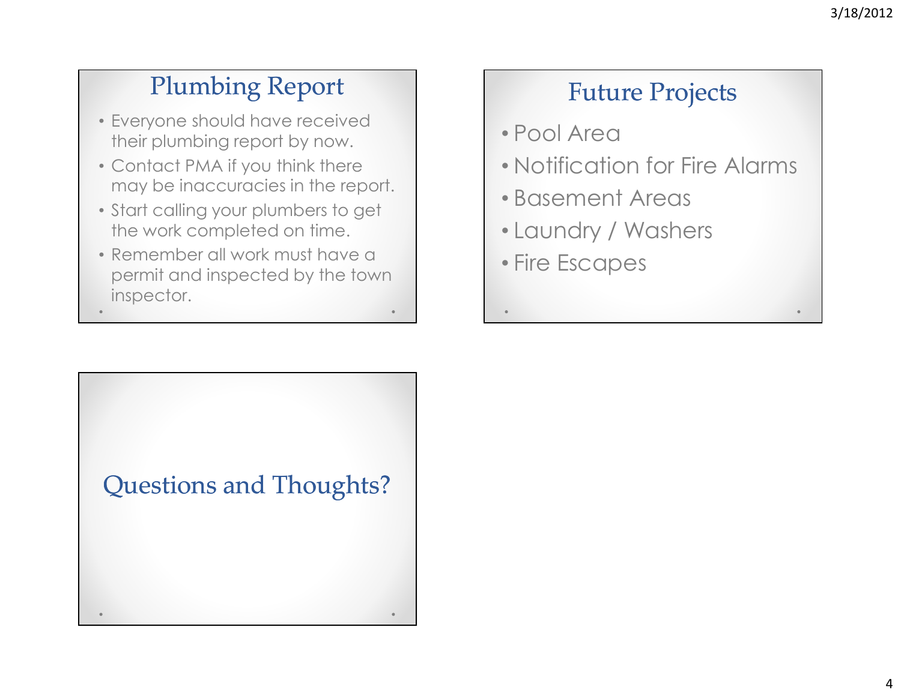## Plumbing Report

- Everyone should have received their plumbing report by now.
- Contact PMA if you think there may be inaccuracies in the report.
- Start calling your plumbers to get the work completed on time.
- Remember all work must have a permit and inspected by the town inspector.

## Future Projects

- Pool Area
- Notification for Fire Alarms
- Basement Areas
- Laundry / Washers
- Fire Escapes

## Questions and Thoughts?